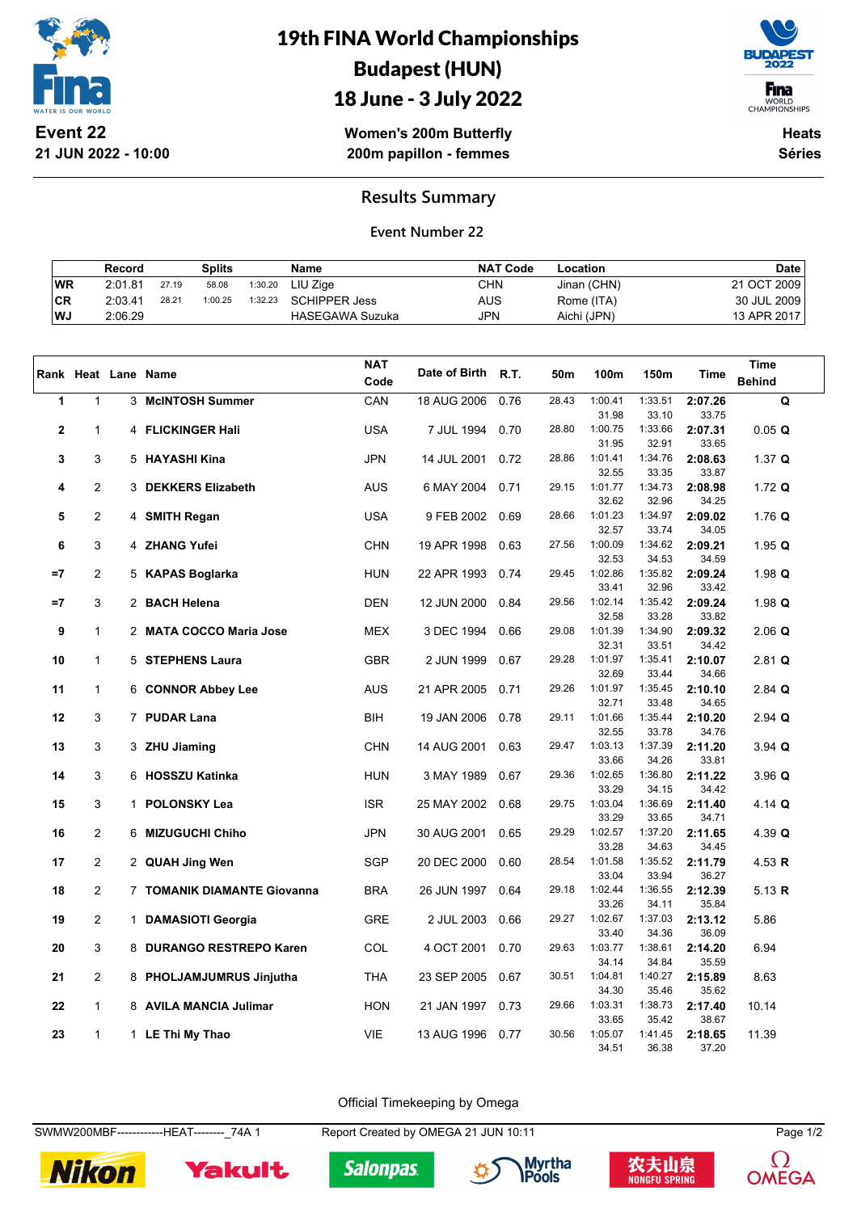# 19th FINA World Championships Budapest (HUN) 18 June - 3 July 2022

**Event 22**
**21 JUN 2022 - 10:00**

**Women's 200m Butterfly**
**200m papillon - femmes**

**Heats**
**Séries**

## Results Summary

### Event Number 22

| | Record | Splits | | | Name | NAT Code | Location | Date |
|---|---|---|---|---|---|---|---|---|
| WR | 2:01.81 | 27.19 | 58.08 | 1:30.20 | LIU Zige | CHN | Jinan (CHN) | 21 OCT 2009 |
| CR | 2:03.41 | 28.21 | 1:00.25 | 1:32.23 | SCHIPPER Jess | AUS | Rome (ITA) | 30 JUL 2009 |
| WJ | 2:06.29 | | | | HASEGAWA Suzuka | JPN | Aichi (JPN) | 13 APR 2017 |

| Rank | Heat | Lane | Name | NAT Code | Date of Birth | R.T. | 50m | 100m | 150m | Time | Time Behind |
|---|---|---|---|---|---|---|---|---|---|---|---|
| 1 | 1 | 3 | **McINTOSH Summer** | CAN | 18 AUG 2006 | 0.76 | 28.43 | 1:00.41 | 1:33.51 | **2:07.26** | **Q** |
| | | | | | | | | 31.98 | 33.10 | 33.75 | |
| 2 | 1 | 4 | **FLICKINGER Hali** | USA | 7 JUL 1994 | 0.70 | 28.80 | 1:00.75 | 1:33.66 | **2:07.31** | 0.05 **Q** |
| | | | | | | | | 31.95 | 32.91 | 33.65 | |
| 3 | 3 | 5 | **HAYASHI Kina** | JPN | 14 JUL 2001 | 0.72 | 28.86 | 1:01.41 | 1:34.76 | **2:08.63** | 1.37 **Q** |
| | | | | | | | | 32.55 | 33.35 | 33.87 | |
| 4 | 2 | 3 | **DEKKERS Elizabeth** | AUS | 6 MAY 2004 | 0.71 | 29.15 | 1:01.77 | 1:34.73 | **2:08.98** | 1.72 **Q** |
| | | | | | | | | 32.62 | 32.96 | 34.25 | |
| 5 | 2 | 4 | **SMITH Regan** | USA | 9 FEB 2002 | 0.69 | 28.66 | 1:01.23 | 1:34.97 | **2:09.02** | 1.76 **Q** |
| | | | | | | | | 32.57 | 33.74 | 34.05 | |
| 6 | 3 | 4 | **ZHANG Yufei** | CHN | 19 APR 1998 | 0.63 | 27.56 | 1:00.09 | 1:34.62 | **2:09.21** | 1.95 **Q** |
| | | | | | | | | 32.53 | 34.53 | 34.59 | |
| =7 | 2 | 5 | **KAPAS Boglarka** | HUN | 22 APR 1993 | 0.74 | 29.45 | 1:02.86 | 1:35.82 | **2:09.24** | 1.98 **Q** |
| | | | | | | | | 33.41 | 32.96 | 33.42 | |
| =7 | 3 | 2 | **BACH Helena** | DEN | 12 JUN 2000 | 0.84 | 29.56 | 1:02.14 | 1:35.42 | **2:09.24** | 1.98 **Q** |
| | | | | | | | | 32.58 | 33.28 | 33.82 | |
| 9 | 1 | 2 | **MATA COCCO Maria Jose** | MEX | 3 DEC 1994 | 0.66 | 29.08 | 1:01.39 | 1:34.90 | **2:09.32** | 2.06 **Q** |
| | | | | | | | | 32.31 | 33.51 | 34.42 | |
| 10 | 1 | 5 | **STEPHENS Laura** | GBR | 2 JUN 1999 | 0.67 | 29.28 | 1:01.97 | 1:35.41 | **2:10.07** | 2.81 **Q** |
| | | | | | | | | 32.69 | 33.44 | 34.66 | |
| 11 | 1 | 6 | **CONNOR Abbey Lee** | AUS | 21 APR 2005 | 0.71 | 29.26 | 1:01.97 | 1:35.45 | **2:10.10** | 2.84 **Q** |
| | | | | | | | | 32.71 | 33.48 | 34.65 | |
| 12 | 3 | 7 | **PUDAR Lana** | BIH | 19 JAN 2006 | 0.78 | 29.11 | 1:01.66 | 1:35.44 | **2:10.20** | 2.94 **Q** |
| | | | | | | | | 32.55 | 33.78 | 34.76 | |
| 13 | 3 | 3 | **ZHU Jiaming** | CHN | 14 AUG 2001 | 0.63 | 29.47 | 1:03.13 | 1:37.39 | **2:11.20** | 3.94 **Q** |
| | | | | | | | | 33.66 | 34.26 | 33.81 | |
| 14 | 3 | 6 | **HOSSZU Katinka** | HUN | 3 MAY 1989 | 0.67 | 29.36 | 1:02.65 | 1:36.80 | **2:11.22** | 3.96 **Q** |
| | | | | | | | | 33.29 | 34.15 | 34.42 | |
| 15 | 3 | 1 | **POLONSKY Lea** | ISR | 25 MAY 2002 | 0.68 | 29.75 | 1:03.04 | 1:36.69 | **2:11.40** | 4.14 **Q** |
| | | | | | | | | 33.29 | 33.65 | 34.71 | |
| 16 | 2 | 6 | **MIZUGUCHI Chiho** | JPN | 30 AUG 2001 | 0.65 | 29.29 | 1:02.57 | 1:37.20 | **2:11.65** | 4.39 **Q** |
| | | | | | | | | 33.28 | 34.63 | 34.45 | |
| 17 | 2 | 2 | **QUAH Jing Wen** | SGP | 20 DEC 2000 | 0.60 | 28.54 | 1:01.58 | 1:35.52 | **2:11.79** | 4.53 **R** |
| | | | | | | | | 33.04 | 33.94 | 36.27 | |
| 18 | 2 | 7 | **TOMANIK DIAMANTE Giovanna** | BRA | 26 JUN 1997 | 0.64 | 29.18 | 1:02.44 | 1:36.55 | **2:12.39** | 5.13 **R** |
| | | | | | | | | 33.26 | 34.11 | 35.84 | |
| 19 | 2 | 1 | **DAMASIOTI Georgia** | GRE | 2 JUL 2003 | 0.66 | 29.27 | 1:02.67 | 1:37.03 | **2:13.12** | 5.86 |
| | | | | | | | | 33.40 | 34.36 | 36.09 | |
| 20 | 3 | 8 | **DURANGO RESTREPO Karen** | COL | 4 OCT 2001 | 0.70 | 29.63 | 1:03.77 | 1:38.61 | **2:14.20** | 6.94 |
| | | | | | | | | 34.14 | 34.84 | 35.59 | |
| 21 | 2 | 8 | **PHOLJAMJUMRUS Jinjutha** | THA | 23 SEP 2005 | 0.67 | 30.51 | 1:04.81 | 1:40.27 | **2:15.89** | 8.63 |
| | | | | | | | | 34.30 | 35.46 | 35.62 | |
| 22 | 1 | 8 | **AVILA MANCIA Julimar** | HON | 21 JAN 1997 | 0.73 | 29.66 | 1:03.31 | 1:38.73 | **2:17.40** | 10.14 |
| | | | | | | | | 33.65 | 35.42 | 38.67 | |
| 23 | 1 | 1 | **LE Thi My Thao** | VIE | 13 AUG 1996 | 0.77 | 30.56 | 1:05.07 | 1:41.45 | **2:18.65** | 11.39 |
| | | | | | | | | 34.51 | 36.38 | 37.20 | |

Official Timekeeping by Omega

SWMW200MBF------------HEAT--------_74A 1 Report Created by OMEGA 21 JUN 10:11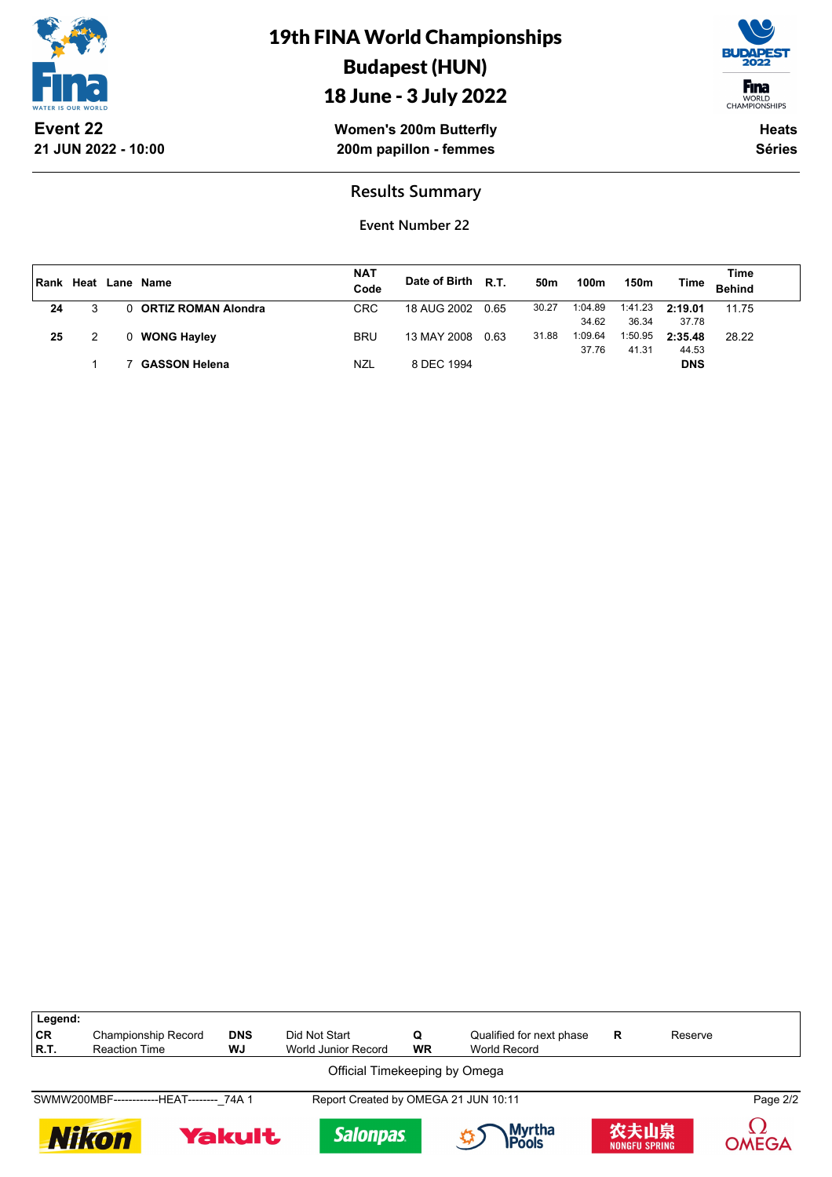# 19th FINA World Championships
# Budapest (HUN)
# 18 June - 3 July 2022

**Event 22**
**21 JUN 2022 - 10:00**

**Women's 200m Butterfly**
**200m papillon - femmes**

**Heats**
**Séries**

## Results Summary

### Event Number 22

| Rank | Heat | Lane | Name | NAT Code | Date of Birth | R.T. | 50m | 100m | 150m | Time | Time Behind |
|---|---|---|---|---|---|---|---|---|---|---|---|
| **24** | 3 | 0 | **ORTIZ ROMAN Alondra** | CRC | 18 AUG 2002 | 0.65 | 30.27 | 1:04.89 | 1:41.23 | **2:19.01** | 11.75 |
| | | | | | | | | 34.62 | 36.34 | 37.78 | |
| **25** | 2 | 0 | **WONG Hayley** | BRU | 13 MAY 2008 | 0.63 | 31.88 | 1:09.64 | 1:50.95 | **2:35.48** | 28.22 |
| | | | | | | | | 37.76 | 41.31 | 44.53 | |
| | 1 | 7 | **GASSON Helena** | NZL | 8 DEC 1994 | | | | | **DNS** | |

| Legend: | | | | | | | |
|---|---|---|---|---|---|---|---|
| **CR** | Championship Record | **DNS** | Did Not Start | **Q** | Qualified for next phase | **R** | Reserve |
| **R.T.** | Reaction Time | **WJ** | World Junior Record | **WR** | World Record | | |

Official Timekeeping by Omega

SWMW200MBF------------HEAT--------_74A 1 Report Created by OMEGA 21 JUN 10:11